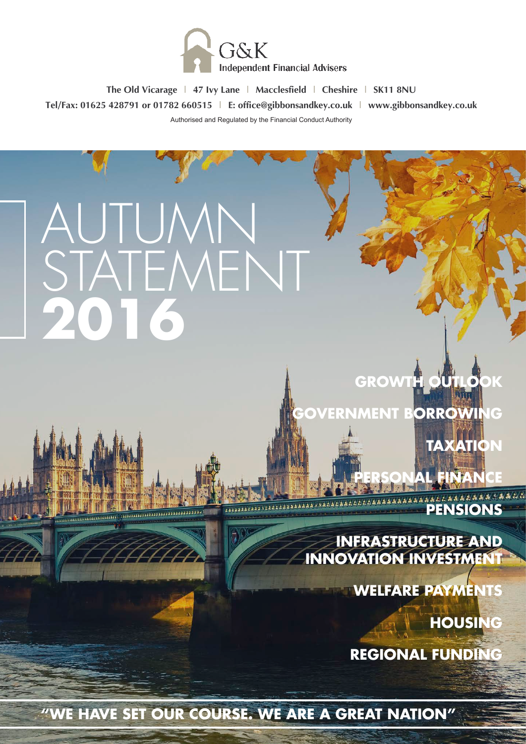G&K
Independent Financial Advisers

The Old Vicarage | 47 Ivy Lane | Macclesfield | Cheshire | SK11 8NU
Tel/Fax: 01625 428791 or 01782 660515 | E: office@gibbonsandkey.co.uk | www.gibbonsandkey.co.uk

Authorised and Regulated by the Financial Conduct Authority

# AUTUMN STATEMENT 2016

- GROWTH OUTLOOK
- GOVERNMENT BORROWING
- TAXATION
- PERSONAL FINANCE
- PENSIONS
- INFRASTRUCTURE AND INNOVATION INVESTMENT
- WELFARE PAYMENTS
- HOUSING
- REGIONAL FUNDING

**"WE HAVE SET OUR COURSE. WE ARE A GREAT NATION"**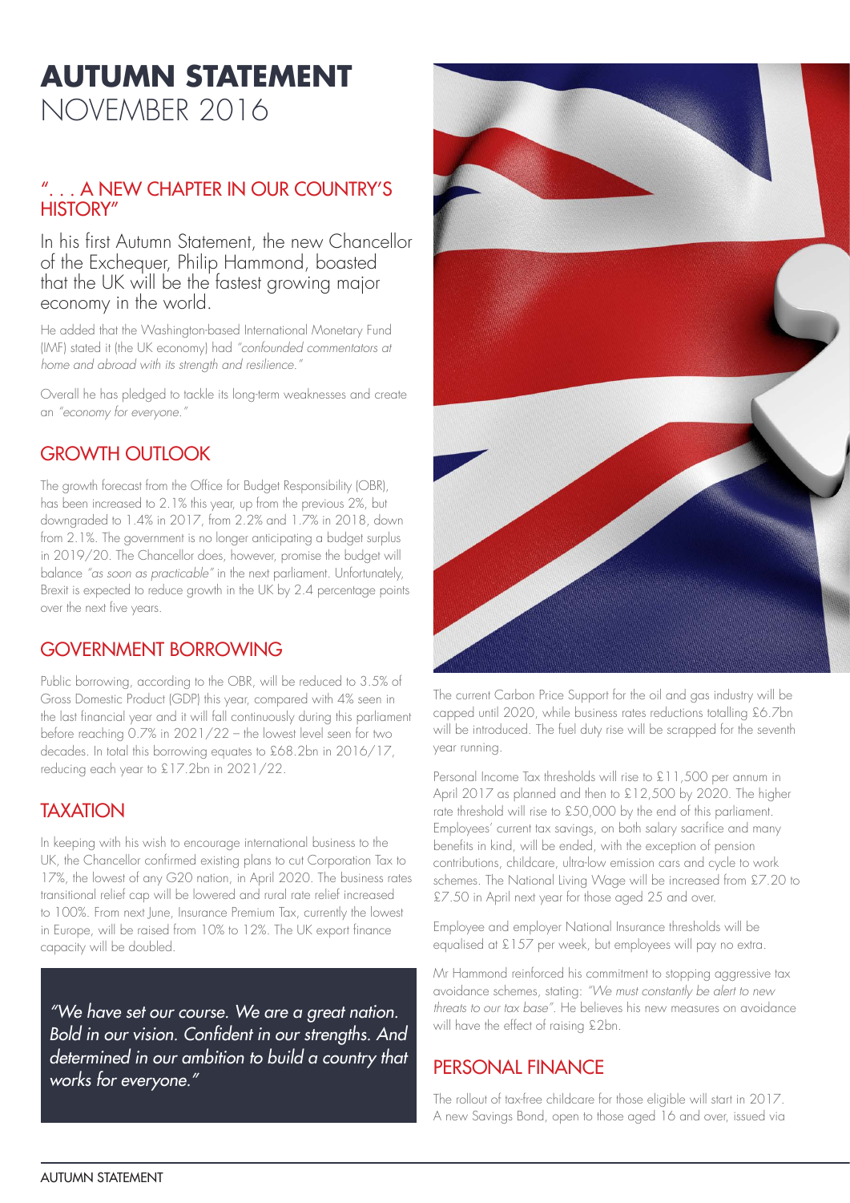# **AUTUMN STATEMENT**
# NOVEMBER 2016

## "... A NEW CHAPTER IN OUR COUNTRY'S HISTORY"

In his first Autumn Statement, the new Chancellor of the Exchequer, Philip Hammond, boasted that the UK will be the fastest growing major economy in the world.

He added that the Washington-based International Monetary Fund (IMF) stated it (the UK economy) had *"confounded commentators at home and abroad with its strength and resilience."*

Overall he has pledged to tackle its long-term weaknesses and create an *"economy for everyone."*

## GROWTH OUTLOOK

The growth forecast from the Office for Budget Responsibility (OBR), has been increased to 2.1% this year, up from the previous 2%, but downgraded to 1.4% in 2017, from 2.2% and 1.7% in 2018, down from 2.1%. The government is no longer anticipating a budget surplus in 2019/20. The Chancellor does, however, promise the budget will balance *"as soon as practicable"* in the next parliament. Unfortunately, Brexit is expected to reduce growth in the UK by 2.4 percentage points over the next five years.

## GOVERNMENT BORROWING

Public borrowing, according to the OBR, will be reduced to 3.5% of Gross Domestic Product (GDP) this year, compared with 4% seen in the last financial year and it will fall continuously during this parliament before reaching 0.7% in 2021/22 – the lowest level seen for two decades. In total this borrowing equates to £68.2bn in 2016/17, reducing each year to £17.2bn in 2021/22.

## TAXATION

In keeping with his wish to encourage international business to the UK, the Chancellor confirmed existing plans to cut Corporation Tax to 17%, the lowest of any G20 nation, in April 2020. The business rates transitional relief cap will be lowered and rural rate relief increased to 100%. From next June, Insurance Premium Tax, currently the lowest in Europe, will be raised from 10% to 12%. The UK export finance capacity will be doubled.

> *"We have set our course. We are a great nation. Bold in our vision. Confident in our strengths. And determined in our ambition to build a country that works for everyone."*

The current Carbon Price Support for the oil and gas industry will be capped until 2020, while business rates reductions totalling £6.7bn will be introduced. The fuel duty rise will be scrapped for the seventh year running.

Personal Income Tax thresholds will rise to £11,500 per annum in April 2017 as planned and then to £12,500 by 2020. The higher rate threshold will rise to £50,000 by the end of this parliament. Employees' current tax savings, on both salary sacrifice and many benefits in kind, will be ended, with the exception of pension contributions, childcare, ultra-low emission cars and cycle to work schemes. The National Living Wage will be increased from £7.20 to £7.50 in April next year for those aged 25 and over.

Employee and employer National Insurance thresholds will be equalised at £157 per week, but employees will pay no extra.

Mr Hammond reinforced his commitment to stopping aggressive tax avoidance schemes, stating: *"We must constantly be alert to new threats to our tax base"*. He believes his new measures on avoidance will have the effect of raising £2bn.

## PERSONAL FINANCE

The rollout of tax-free childcare for those eligible will start in 2017. A new Savings Bond, open to those aged 16 and over, issued via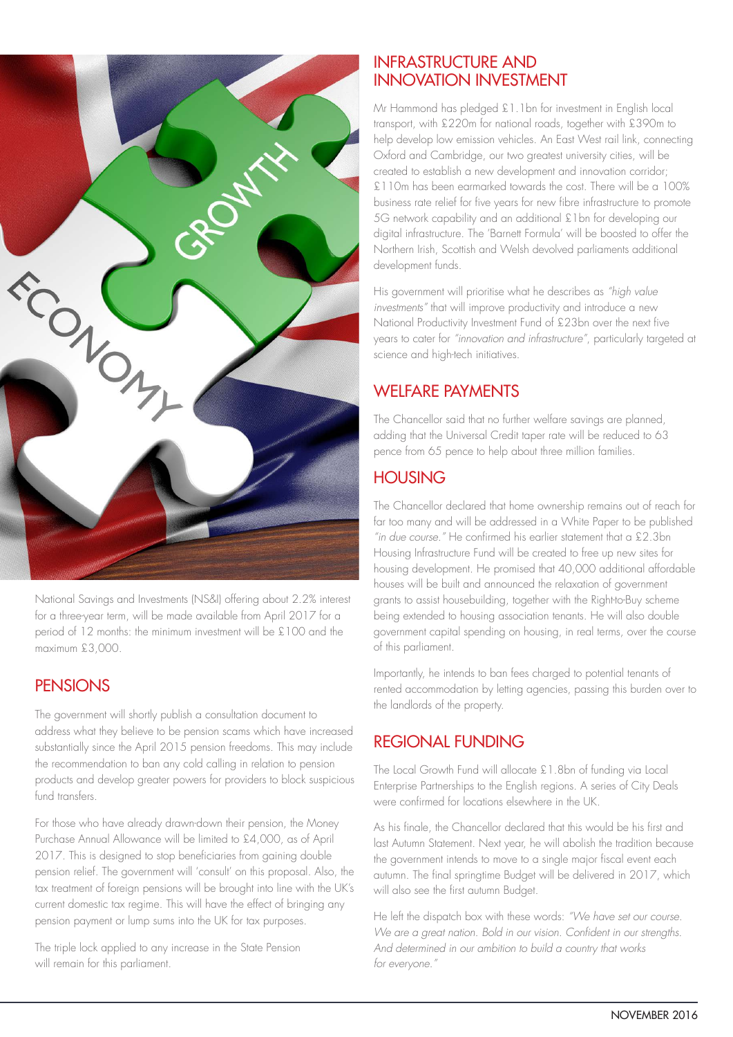National Savings and Investments (NS&I) offering about 2.2% interest for a three-year term, will be made available from April 2017 for a period of 12 months: the minimum investment will be £100 and the maximum £3,000.

## PENSIONS

The government will shortly publish a consultation document to address what they believe to be pension scams which have increased substantially since the April 2015 pension freedoms. This may include the recommendation to ban any cold calling in relation to pension products and develop greater powers for providers to block suspicious fund transfers.

For those who have already drawn-down their pension, the Money Purchase Annual Allowance will be limited to £4,000, as of April 2017. This is designed to stop beneficiaries from gaining double pension relief. The government will 'consult' on this proposal. Also, the tax treatment of foreign pensions will be brought into line with the UK's current domestic tax regime. This will have the effect of bringing any pension payment or lump sums into the UK for tax purposes.

The triple lock applied to any increase in the State Pension will remain for this parliament.

## INFRASTRUCTURE AND INNOVATION INVESTMENT

Mr Hammond has pledged £1.1bn for investment in English local transport, with £220m for national roads, together with £390m to help develop low emission vehicles. An East West rail link, connecting Oxford and Cambridge, our two greatest university cities, will be created to establish a new development and innovation corridor; £110m has been earmarked towards the cost. There will be a 100% business rate relief for five years for new fibre infrastructure to promote 5G network capability and an additional £1bn for developing our digital infrastructure. The 'Barnett Formula' will be boosted to offer the Northern Irish, Scottish and Welsh devolved parliaments additional development funds.

His government will prioritise what he describes as *"high value investments"* that will improve productivity and introduce a new National Productivity Investment Fund of £23bn over the next five years to cater for *"innovation and infrastructure"*, particularly targeted at science and high-tech initiatives.

## WELFARE PAYMENTS

The Chancellor said that no further welfare savings are planned, adding that the Universal Credit taper rate will be reduced to 63 pence from 65 pence to help about three million families.

## HOUSING

The Chancellor declared that home ownership remains out of reach for far too many and will be addressed in a White Paper to be published *"in due course."* He confirmed his earlier statement that a £2.3bn Housing Infrastructure Fund will be created to free up new sites for housing development. He promised that 40,000 additional affordable houses will be built and announced the relaxation of government grants to assist housebuilding, together with the Right-to-Buy scheme being extended to housing association tenants. He will also double government capital spending on housing, in real terms, over the course of this parliament.

Importantly, he intends to ban fees charged to potential tenants of rented accommodation by letting agencies, passing this burden over to the landlords of the property.

## REGIONAL FUNDING

The Local Growth Fund will allocate £1.8bn of funding via Local Enterprise Partnerships to the English regions. A series of City Deals were confirmed for locations elsewhere in the UK.

As his finale, the Chancellor declared that this would be his first and last Autumn Statement. Next year, he will abolish the tradition because the government intends to move to a single major fiscal event each autumn. The final springtime Budget will be delivered in 2017, which will also see the first autumn Budget.

He left the dispatch box with these words: *"We have set our course. We are a great nation. Bold in our vision. Confident in our strengths. And determined in our ambition to build a country that works for everyone."*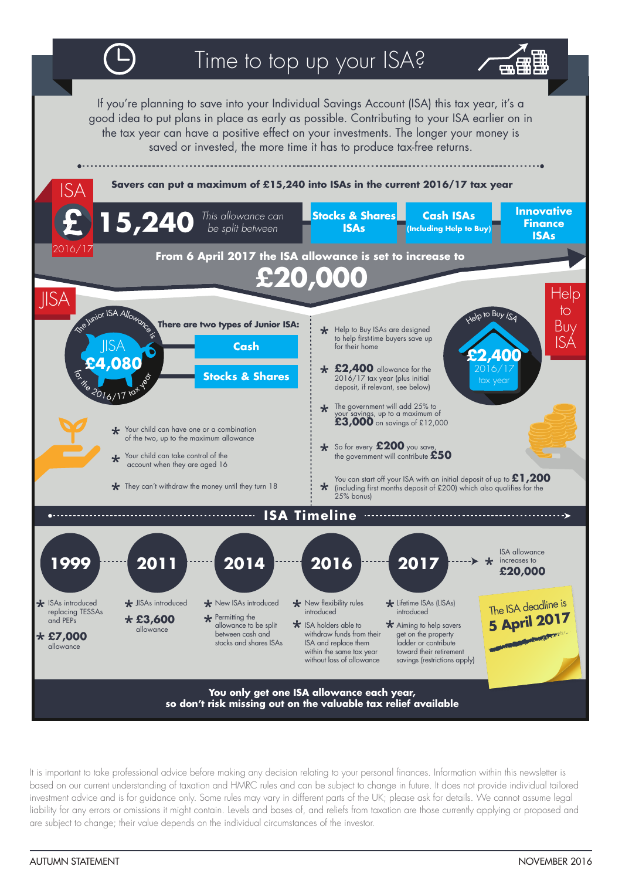# Time to top up your ISA?

If you're planning to save into your Individual Savings Account (ISA) this tax year, it's a good idea to put plans in place as early as possible. Contributing to your ISA earlier on in the tax year can have a positive effect on your investments. The longer your money is saved or invested, the more time it has to produce tax-free returns.

## ISA

**Savers can put a maximum of £15,240 into ISAs in the current 2016/17 tax year**

**£15,240** 2016/17

*This allowance can be split between*

- **Stocks & Shares ISAs**
- **Cash ISAs (Including Help to Buy)**
- **Innovative Finance ISAs**

**From 6 April 2017 the ISA allowance is set to increase to**

**£20,000**

## JISA

The Junior ISA Allowance is JISA **£4,080** for the 2016/17 tax year

**There are two types of Junior ISA:**

- **Cash**
- **Stocks & Shares**

* Your child can have one or a combination of the two, up to the maximum allowance
* Your child can take control of the account when they are aged 16
* They can't withdraw the money until they turn 18

## Help to Buy ISA

Help to Buy ISA **£2,400** 2016/17 tax year

* Help to Buy ISAs are designed to help first-time buyers save up for their home
* **£2,400** allowance for the 2016/17 tax year (plus initial deposit, if relevant, see below)
* The government will add 25% to your savings, up to a maximum of **£3,000** on savings of £12,000
* So for every **£200** you save, the government will contribute **£50**
* You can start off your ISA with an initial deposit of up to **£1,200** (including first months deposit of £200) which also qualifies for the 25% bonus)

## ISA Timeline

**1999**
* ISAs introduced replacing TESSAs and PEPs
* **£7,000** allowance

**2011**
* JISAs introduced
* **£3,600** allowance

**2014**
* New ISAs introduced
* Permitting the allowance to be split between cash and stocks and shares ISAs

**2016**
* New flexibility rules introduced
* ISA holders able to withdraw funds from their ISA and replace them within the same tax year without loss of allowance

**2017**
* Lifetime ISAs (LISAs) introduced
* Aiming to help savers get on the property ladder or contribute toward their retirement savings (restrictions apply)

* ISA allowance increases to **£20,000**

The ISA deadline is **5 April 2017**

**You only get one ISA allowance each year, so don't risk missing out on the valuable tax relief available**

It is important to take professional advice before making any decision relating to your personal finances. Information within this newsletter is based on our current understanding of taxation and HMRC rules and can be subject to change in future. It does not provide individual tailored investment advice and is for guidance only. Some rules may vary in different parts of the UK; please ask for details. We cannot assume legal liability for any errors or omissions it might contain. Levels and bases of, and reliefs from taxation are those currently applying or proposed and are subject to change; their value depends on the individual circumstances of the investor.